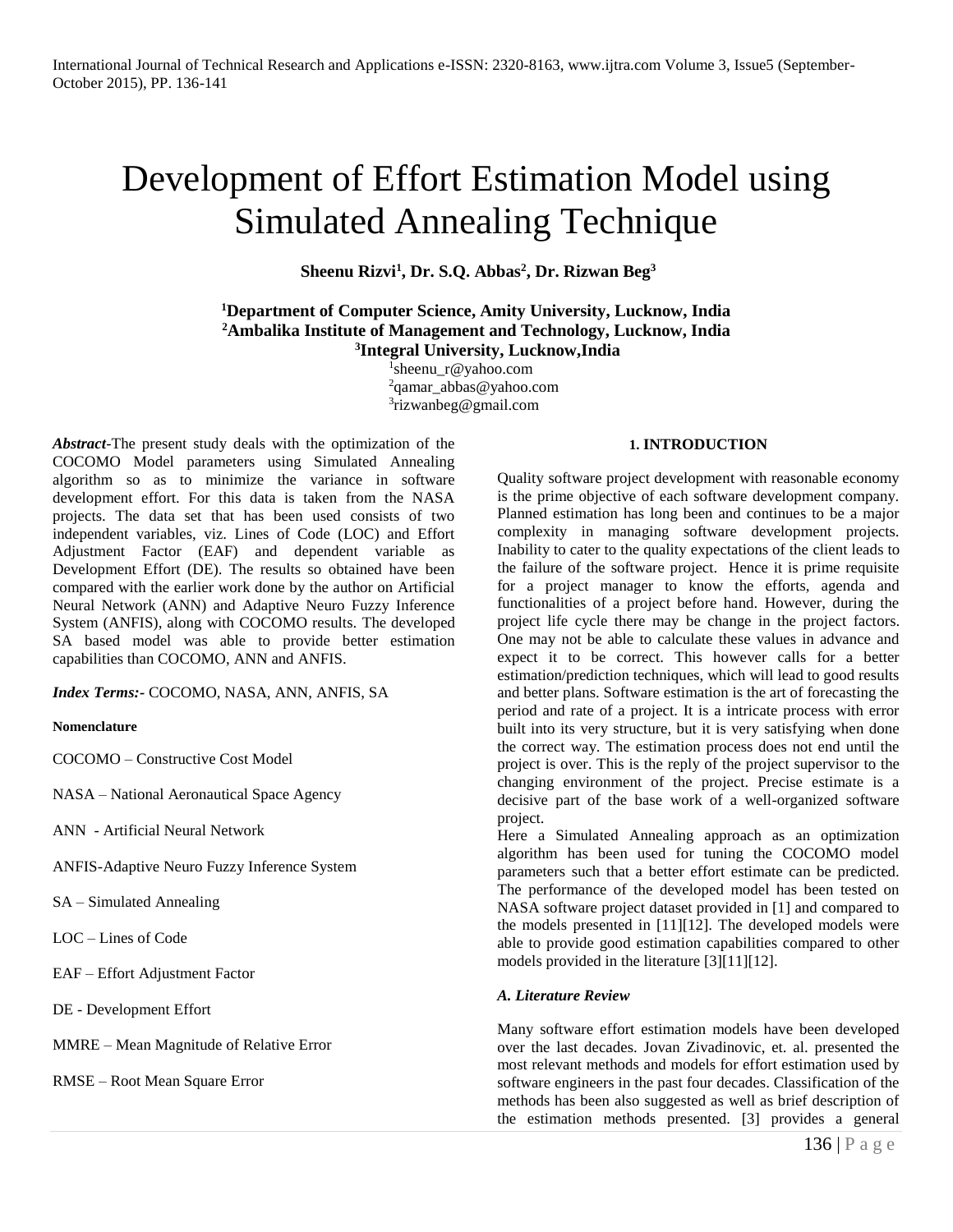# Development of Effort Estimation Model using Simulated Annealing Technique

**Sheenu Rizvi[1], Dr. S.Q. Abbas[2], Dr. Rizwan Beg[3]**

**[1]Department of Computer Science, Amity University, Lucknow, India**
**[2]Ambalika Institute of Management and Technology, Lucknow, India**
**[3]Integral University, Lucknow,India**

[1]sheenu_r@yahoo.com
[2]qamar_abbas@yahoo.com
[3]rizwanbeg@gmail.com

***Abstract***-The present study deals with the optimization of the COCOMO Model parameters using Simulated Annealing algorithm so as to minimize the variance in software development effort. For this data is taken from the NASA projects. The data set that has been used consists of two independent variables, viz. Lines of Code (LOC) and Effort Adjustment Factor (EAF) and dependent variable as Development Effort (DE). The results so obtained have been compared with the earlier work done by the author on Artificial Neural Network (ANN) and Adaptive Neuro Fuzzy Inference System (ANFIS), along with COCOMO results. The developed SA based model was able to provide better estimation capabilities than COCOMO, ANN and ANFIS.

***Index Terms:-*** COCOMO, NASA, ANN, ANFIS, SA

**Nomenclature**

COCOMO – Constructive Cost Model

NASA – National Aeronautical Space Agency

ANN - Artificial Neural Network

ANFIS-Adaptive Neuro Fuzzy Inference System

SA – Simulated Annealing

LOC – Lines of Code

EAF – Effort Adjustment Factor

DE - Development Effort

MMRE – Mean Magnitude of Relative Error

RMSE – Root Mean Square Error

## 1. INTRODUCTION

Quality software project development with reasonable economy is the prime objective of each software development company. Planned estimation has long been and continues to be a major complexity in managing software development projects. Inability to cater to the quality expectations of the client leads to the failure of the software project. Hence it is prime requisite for a project manager to know the efforts, agenda and functionalities of a project before hand. However, during the project life cycle there may be change in the project factors. One may not be able to calculate these values in advance and expect it to be correct. This however calls for a better estimation/prediction techniques, which will lead to good results and better plans. Software estimation is the art of forecasting the period and rate of a project. It is a intricate process with error built into its very structure, but it is very satisfying when done the correct way. The estimation process does not end until the project is over. This is the reply of the project supervisor to the changing environment of the project. Precise estimate is a decisive part of the base work of a well-organized software project.

Here a Simulated Annealing approach as an optimization algorithm has been used for tuning the COCOMO model parameters such that a better effort estimate can be predicted. The performance of the developed model has been tested on NASA software project dataset provided in [1] and compared to the models presented in [11][12]. The developed models were able to provide good estimation capabilities compared to other models provided in the literature [3][11][12].

### *A. Literature Review*

Many software effort estimation models have been developed over the last decades. Jovan Zivadinovic, et. al. presented the most relevant methods and models for effort estimation used by software engineers in the past four decades. Classification of the methods has been also suggested as well as brief description of the estimation methods presented. [3] provides a general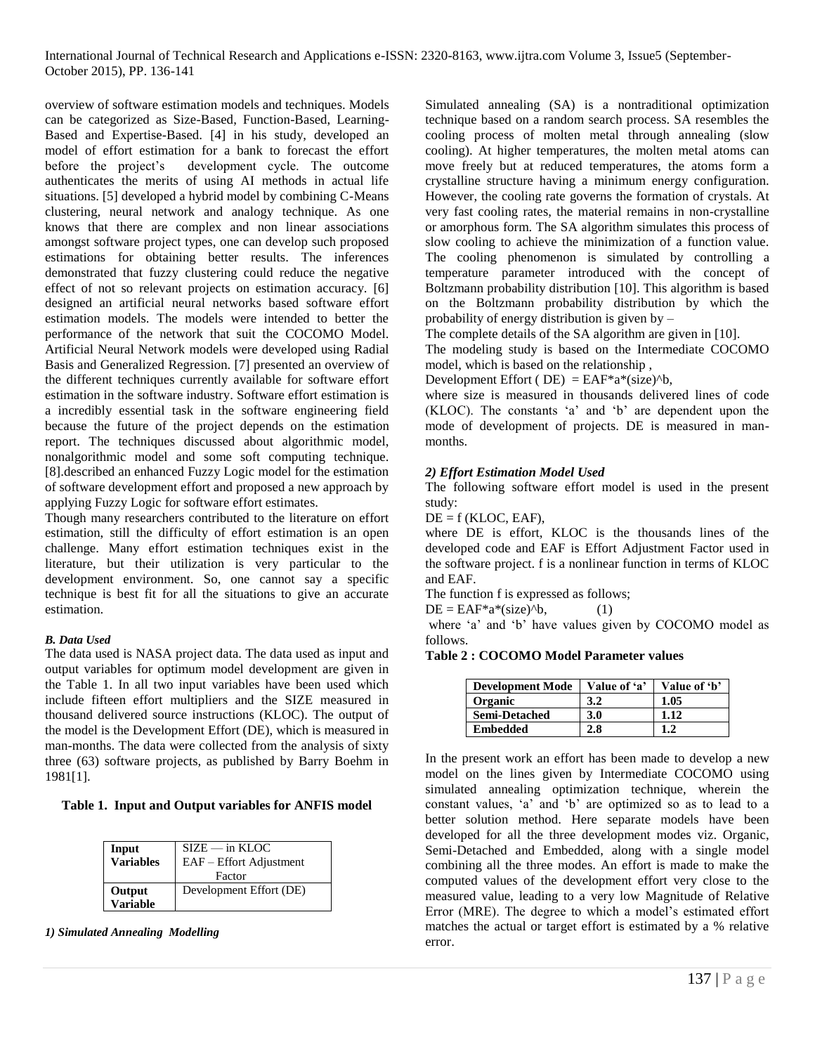overview of software estimation models and techniques. Models can be categorized as Size-Based, Function-Based, Learning-Based and Expertise-Based. [4] in his study, developed an model of effort estimation for a bank to forecast the effort before the project's development cycle. The outcome authenticates the merits of using AI methods in actual life situations. [5] developed a hybrid model by combining C-Means clustering, neural network and analogy technique. As one knows that there are complex and non linear associations amongst software project types, one can develop such proposed estimations for obtaining better results. The inferences demonstrated that fuzzy clustering could reduce the negative effect of not so relevant projects on estimation accuracy. [6] designed an artificial neural networks based software effort estimation models. The models were intended to better the performance of the network that suit the COCOMO Model. Artificial Neural Network models were developed using Radial Basis and Generalized Regression. [7] presented an overview of the different techniques currently available for software effort estimation in the software industry. Software effort estimation is a incredibly essential task in the software engineering field because the future of the project depends on the estimation report. The techniques discussed about algorithmic model, nonalgorithmic model and some soft computing technique. [8].described an enhanced Fuzzy Logic model for the estimation of software development effort and proposed a new approach by applying Fuzzy Logic for software effort estimates.

Though many researchers contributed to the literature on effort estimation, still the difficulty of effort estimation is an open challenge. Many effort estimation techniques exist in the literature, but their utilization is very particular to the development environment. So, one cannot say a specific technique is best fit for all the situations to give an accurate estimation.

### *B. Data Used*

The data used is NASA project data. The data used as input and output variables for optimum model development are given in the Table 1. In all two input variables have been used which include fifteen effort multipliers and the SIZE measured in thousand delivered source instructions (KLOC). The output of the model is the Development Effort (DE), which is measured in man-months. The data were collected from the analysis of sixty three (63) software projects, as published by Barry Boehm in 1981[1].

**Table 1. Input and Output variables for ANFIS model**

| | |
|---|---|
| **Input Variables** | SIZE — in KLOC<br>EAF – Effort Adjustment Factor |
| **Output Variable** | Development Effort (DE) |

#### *1) Simulated Annealing Modelling*

Simulated annealing (SA) is a nontraditional optimization technique based on a random search process. SA resembles the cooling process of molten metal through annealing (slow cooling). At higher temperatures, the molten metal atoms can move freely but at reduced temperatures, the atoms form a crystalline structure having a minimum energy configuration. However, the cooling rate governs the formation of crystals. At very fast cooling rates, the material remains in non-crystalline or amorphous form. The SA algorithm simulates this process of slow cooling to achieve the minimization of a function value. The cooling phenomenon is simulated by controlling a temperature parameter introduced with the concept of Boltzmann probability distribution [10]. This algorithm is based on the Boltzmann probability distribution by which the probability of energy distribution is given by –

The complete details of the SA algorithm are given in [10].

The modeling study is based on the Intermediate COCOMO model, which is based on the relationship ,

Development Effort ( DE) = EAF*a*(size)^b,

where size is measured in thousands delivered lines of code (KLOC). The constants 'a' and 'b' are dependent upon the mode of development of projects. DE is measured in man-months.

#### *2) Effort Estimation Model Used*

The following software effort model is used in the present study:

DE = f (KLOC, EAF),

where DE is effort, KLOC is the thousands lines of the developed code and EAF is Effort Adjustment Factor used in the software project. f is a nonlinear function in terms of KLOC and EAF.

The function f is expressed as follows;

DE = EAF*a*(size)^b,          (1)

where 'a' and 'b' have values given by COCOMO model as follows.

**Table 2 : COCOMO Model Parameter values**

| Development Mode | Value of 'a' | Value of 'b' |
|---|---|---|
| **Organic** | **3.2** | **1.05** |
| **Semi-Detached** | **3.0** | **1.12** |
| **Embedded** | **2.8** | **1.2** |

In the present work an effort has been made to develop a new model on the lines given by Intermediate COCOMO using simulated annealing optimization technique, wherein the constant values, 'a' and 'b' are optimized so as to lead to a better solution method. Here separate models have been developed for all the three development modes viz. Organic, Semi-Detached and Embedded, along with a single model combining all the three modes. An effort is made to make the computed values of the development effort very close to the measured value, leading to a very low Magnitude of Relative Error (MRE). The degree to which a model's estimated effort matches the actual or target effort is estimated by a % relative error.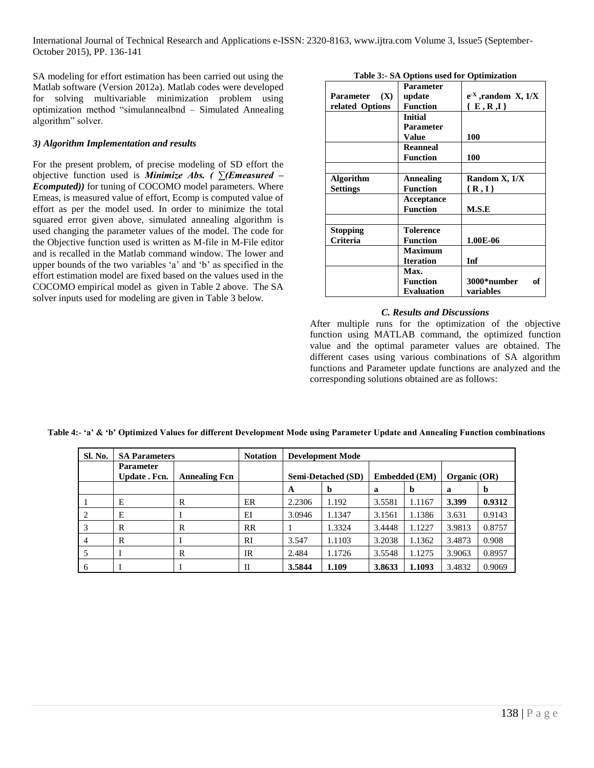SA modeling for effort estimation has been carried out using the Matlab software (Version 2012a). Matlab codes were developed for solving multivariable minimization problem using optimization method "simulannealbnd – Simulated Annealing algorithm" solver.

### 3) Algorithm Implementation and results

For the present problem, of precise modeling of SD effort the objective function used is ***Minimize Abs. ( ∑(Emeasured – Ecomputed))*** for tuning of COCOMO model parameters. Where Emeas, is measured value of effort, Ecomp is computed value of effort as per the model used. In order to minimize the total squared error given above, simulated annealing algorithm is used changing the parameter values of the model. The code for the Objective function used is written as M-file in M-File editor and is recalled in the Matlab command window. The lower and upper bounds of the two variables 'a' and 'b' as specified in the effort estimation model are fixed based on the values used in the COCOMO empirical model as given in Table 2 above. The SA solver inputs used for modeling are given in Table 3 below.

**Table 3:- SA Options used for Optimization**

| | | |
|---|---|---|
| **Parameter (X) related Options** | **Parameter update Function** | **$e^{-X}$ ,random X, 1/X { E , R ,I }** |
| | **Initial Parameter Value** | **100** |
| | **Reanneal Function** | **100** |
| | | |
| **Algorithm Settings** | **Annealing Function** | **Random X, 1/X { R , I }** |
| | **Acceptance Function** | **M.S.E** |
| | | |
| **Stopping Criteria** | **Tolerence Function** | **1.00E-06** |
| | **Maximum Iteration** | **Inf** |
| | **Max. Function Evaluation** | **3000*number of variables** |

## C. Results and Discussions

After multiple runs for the optimization of the objective function using MATLAB command, the optimized function value and the optimal parameter values are obtained. The different cases using various combinations of SA algorithm functions and Parameter update functions are analyzed and the corresponding solutions obtained are as follows:

**Table 4:- 'a' & 'b' Optimized Values for different Development Mode using Parameter Update and Annealing Function combinations**

| Sl. No. | SA Parameters | | Notation | Development Mode | | | | | |
|---|---|---|---|---|---|---|---|---|---|
| | Parameter Update . Fcn. | Annealing Fcn | | Semi-Detached (SD) | | Embedded (EM) | | Organic (OR) | |
| | | | | A | b | a | b | a | b |
| 1 | E | R | ER | 2.2306 | 1.192 | 3.5581 | 1.1167 | **3.399** | **0.9312** |
| 2 | E | I | EI | 3.0946 | 1.1347 | 3.1561 | 1.1386 | 3.631 | 0.9143 |
| 3 | R | R | RR | 1 | 1.3324 | 3.4448 | 1.1227 | 3.9813 | 0.8757 |
| 4 | R | I | RI | 3.547 | 1.1103 | 3.2038 | 1.1362 | 3.4873 | 0.908 |
| 5 | I | R | IR | 2.484 | 1.1726 | 3.5548 | 1.1275 | 3.9063 | 0.8957 |
| 6 | I | I | II | **3.5844** | **1.109** | **3.8633** | **1.1093** | 3.4832 | 0.9069 |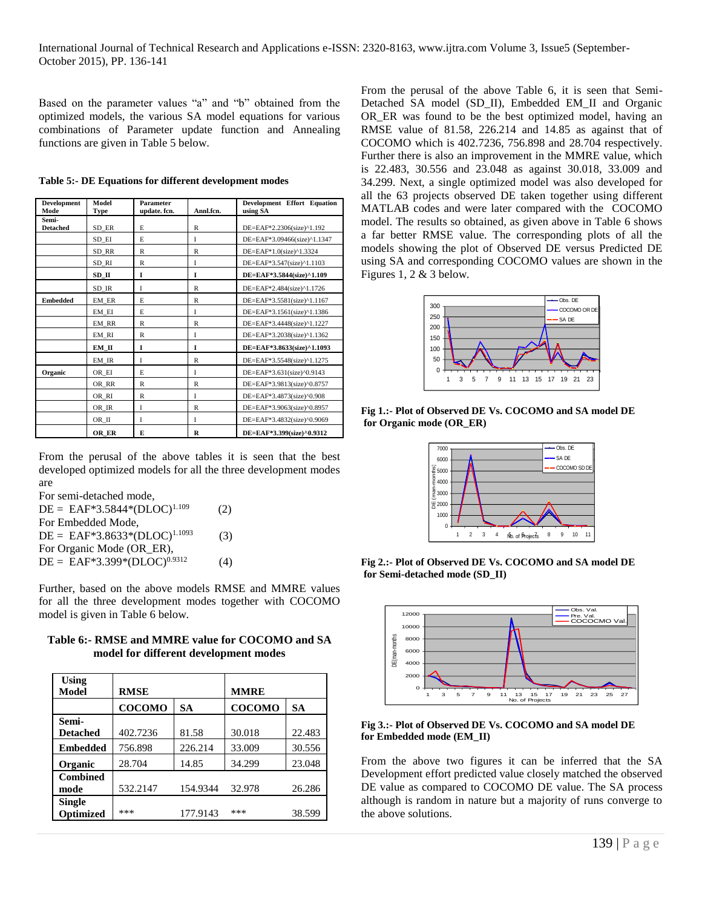Based on the parameter values "a" and "b" obtained from the optimized models, the various SA model equations for various combinations of Parameter update function and Annealing functions are given in Table 5 below.

**Table 5:- DE Equations for different development modes**

| Development Mode | Model Type | Parameter update. fcn. | Annl.fcn. | Development Effort Equation using SA |
|---|---|---|---|---|
| Semi-Detached | SD_ER | E | R | DE=EAF*2.2306(size)^1.192 |
| | SD_EI | E | I | DE=EAF*3.09466(size)^1.1347 |
| | SD_RR | R | R | DE=EAF*1.0(size)^1.3324 |
| | SD_RI | R | I | DE=EAF*3.547(size)^1.1103 |
| | **SD_II** | **I** | **I** | **DE=EAF*3.5844(size)^1.109** |
| | SD_IR | I | R | DE=EAF*2.484(size)^1.1726 |
| Embedded | EM_ER | E | R | DE=EAF*3.5581(size)^1.1167 |
| | EM_EI | E | I | DE=EAF*3.1561(size)^1.1386 |
| | EM_RR | R | R | DE=EAF*3.4448(size)^1.1227 |
| | EM_RI | R | I | DE=EAF*3.2038(size)^1.1362 |
| | **EM_II** | **I** | **I** | **DE=EAF*3.8633(size)^1.1093** |
| | EM_IR | I | R | DE=EAF*3.5548(size)^1.1275 |
| Organic | OR_EI | E | I | DE=EAF*3.631(size)^0.9143 |
| | OR_RR | R | R | DE=EAF*3.9813(size)^0.8757 |
| | OR_RI | R | I | DE=EAF*3.4873(size)^0.908 |
| | OR_IR | I | R | DE=EAF*3.9063(size)^0.8957 |
| | OR_II | I | I | DE=EAF*3.4832(size)^0.9069 |
| | **OR_ER** | **E** | **R** | **DE=EAF*3.399(size)^0.9312** |

From the perusal of the above tables it is seen that the best developed optimized models for all the three development modes are

For semi-detached mode,

$$DE = EAF*3.5844*(DLOC)^{1.109} \quad (2)$$

For Embedded Mode,

$$DE = EAF*3.8633*(DLOC)^{1.1093} \quad (3)$$

For Organic Mode (OR_ER),

$$DE = EAF*3.399*(DLOC)^{0.9312} \quad (4)$$

Further, based on the above models RMSE and MMRE values for all the three development modes together with COCOMO model is given in Table 6 below.

**Table 6:- RMSE and MMRE value for COCOMO and SA model for different development modes**

| Using Model | RMSE | | MMRE | |
|---|---|---|---|---|
| | **COCOMO** | **SA** | **COCOMO** | **SA** |
| **Semi-Detached** | 402.7236 | 81.58 | 30.018 | 22.483 |
| **Embedded** | 756.898 | 226.214 | 33.009 | 30.556 |
| **Organic** | 28.704 | 14.85 | 34.299 | 23.048 |
| **Combined mode** | 532.2147 | 154.9344 | 32.978 | 26.286 |
| **Single Optimized** | *** | 177.9143 | *** | 38.599 |

From the perusal of the above Table 6, it is seen that Semi-Detached SA model (SD_II), Embedded EM_II and Organic OR_ER was found to be the best optimized model, having an RMSE value of 81.58, 226.214 and 14.85 as against that of COCOMO which is 402.7236, 756.898 and 28.704 respectively. Further there is also an improvement in the MMRE value, which is 22.483, 30.556 and 23.048 as against 30.018, 33.009 and 34.299. Next, a single optimized model was also developed for all the 63 projects observed DE taken together using different MATLAB codes and were later compared with the COCOMO model. The results so obtained, as given above in Table 6 shows a far better RMSE value. The corresponding plots of all the models showing the plot of Observed DE versus Predicted DE using SA and corresponding COCOMO values are shown in the Figures 1, 2 & 3 below.

**Fig 1.:- Plot of Observed DE Vs. COCOMO and SA model DE for Organic mode (OR_ER)**

**Fig 2.:- Plot of Observed DE Vs. COCOMO and SA model DE for Semi-detached mode (SD_II)**

**Fig 3.:- Plot of Observed DE Vs. COCOMO and SA model DE for Embedded mode (EM_II)**

From the above two figures it can be inferred that the SA Development effort predicted value closely matched the observed DE value as compared to COCOMO DE value. The SA process although is random in nature but a majority of runs converge to the above solutions.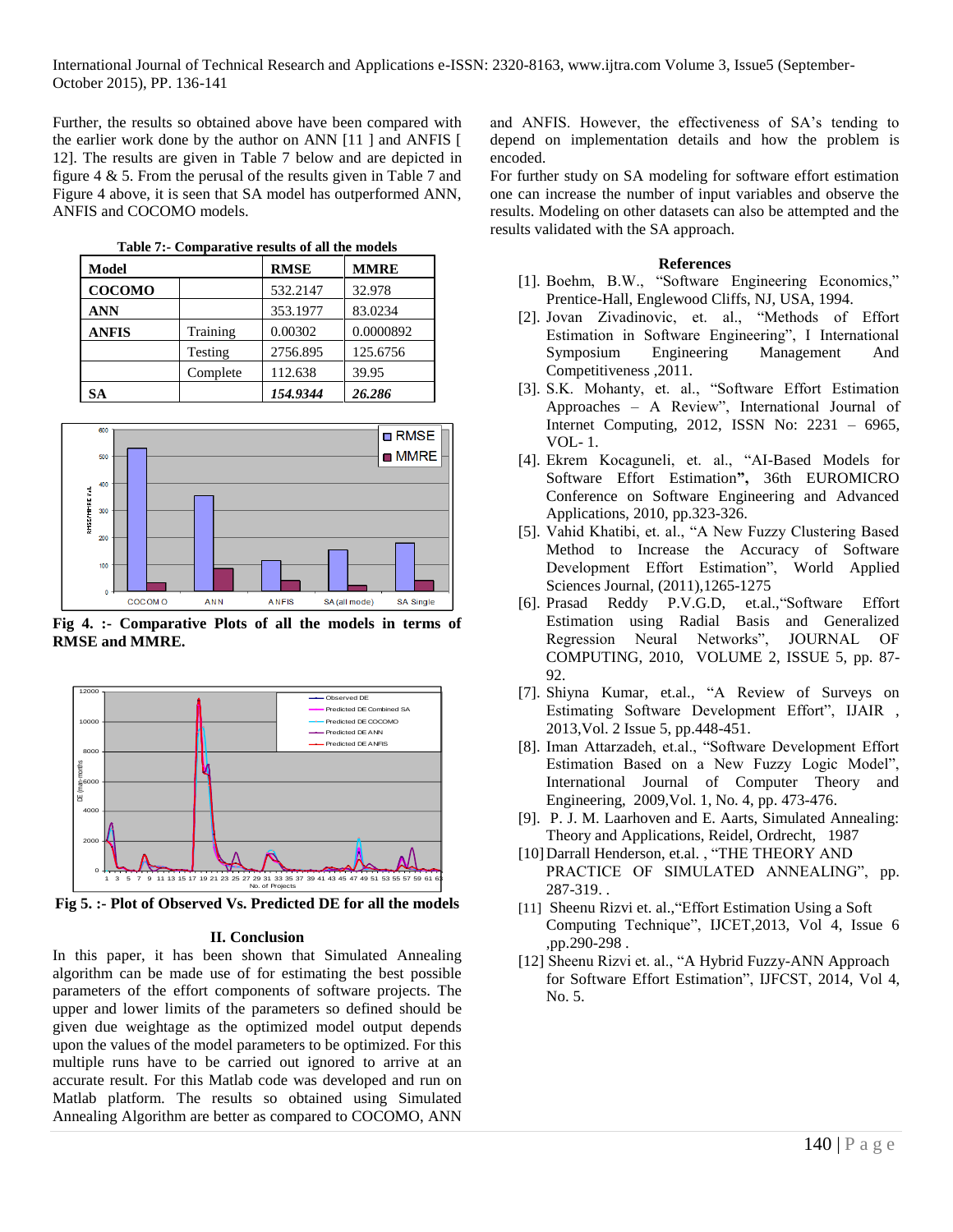Further, the results so obtained above have been compared with the earlier work done by the author on ANN [11 ] and ANFIS [ 12]. The results are given in Table 7 below and are depicted in figure 4 & 5. From the perusal of the results given in Table 7 and Figure 4 above, it is seen that SA model has outperformed ANN, ANFIS and COCOMO models.

**Table 7:- Comparative results of all the models**

| Model | | RMSE | MMRE |
|---|---|---|---|
| **COCOMO** | | 532.2147 | 32.978 |
| **ANN** | | 353.1977 | 83.0234 |
| **ANFIS** | Training | 0.00302 | 0.0000892 |
| | Testing | 2756.895 | 125.6756 |
| | Complete | 112.638 | 39.95 |
| **SA** | | ***154.9344*** | ***26.286*** |

**Fig 4. :- Comparative Plots of all the models in terms of RMSE and MMRE.**

**Fig 5. :- Plot of Observed Vs. Predicted DE for all the models**

## II. Conclusion

In this paper, it has been shown that Simulated Annealing algorithm can be made use of for estimating the best possible parameters of the effort components of software projects. The upper and lower limits of the parameters so defined should be given due weightage as the optimized model output depends upon the values of the model parameters to be optimized. For this multiple runs have to be carried out ignored to arrive at an accurate result. For this Matlab code was developed and run on Matlab platform. The results so obtained using Simulated Annealing Algorithm are better as compared to COCOMO, ANN and ANFIS. However, the effectiveness of SA's tending to depend on implementation details and how the problem is encoded.

For further study on SA modeling for software effort estimation one can increase the number of input variables and observe the results. Modeling on other datasets can also be attempted and the results validated with the SA approach.

## References

[1]. Boehm, B.W., "Software Engineering Economics," Prentice-Hall, Englewood Cliffs, NJ, USA, 1994.

[2]. Jovan Zivadinovic, et. al., "Methods of Effort Estimation in Software Engineering", I International Symposium Engineering Management And Competitiveness ,2011.

[3]. S.K. Mohanty, et. al., "Software Effort Estimation Approaches – A Review", International Journal of Internet Computing, 2012, ISSN No: 2231 – 6965, VOL- 1.

[4]. Ekrem Kocaguneli, et. al., "AI-Based Models for Software Effort Estimation**",** 36th EUROMICRO Conference on Software Engineering and Advanced Applications, 2010, pp.323-326.

[5]. Vahid Khatibi, et. al., "A New Fuzzy Clustering Based Method to Increase the Accuracy of Software Development Effort Estimation", World Applied Sciences Journal, (2011),1265-1275

[6]. Prasad Reddy P.V.G.D, et.al.,"Software Effort Estimation using Radial Basis and Generalized Regression Neural Networks", JOURNAL OF COMPUTING, 2010, VOLUME 2, ISSUE 5, pp. 87-92.

[7]. Shiyna Kumar, et.al., "A Review of Surveys on Estimating Software Development Effort", IJAIR , 2013,Vol. 2 Issue 5, pp.448-451.

[8]. Iman Attarzadeh, et.al., "Software Development Effort Estimation Based on a New Fuzzy Logic Model", International Journal of Computer Theory and Engineering, 2009,Vol. 1, No. 4, pp. 473-476.

[9]. P. J. M. Laarhoven and E. Aarts, Simulated Annealing: Theory and Applications, Reidel, Ordrecht, 1987

[10] Darrall Henderson, et.al. , "THE THEORY AND PRACTICE OF SIMULATED ANNEALING", pp. 287-319. .

[11] Sheenu Rizvi et. al.,"Effort Estimation Using a Soft Computing Technique", IJCET,2013, Vol 4, Issue 6 ,pp.290-298 .

[12] Sheenu Rizvi et. al., "A Hybrid Fuzzy-ANN Approach for Software Effort Estimation", IJFCST, 2014, Vol 4, No. 5.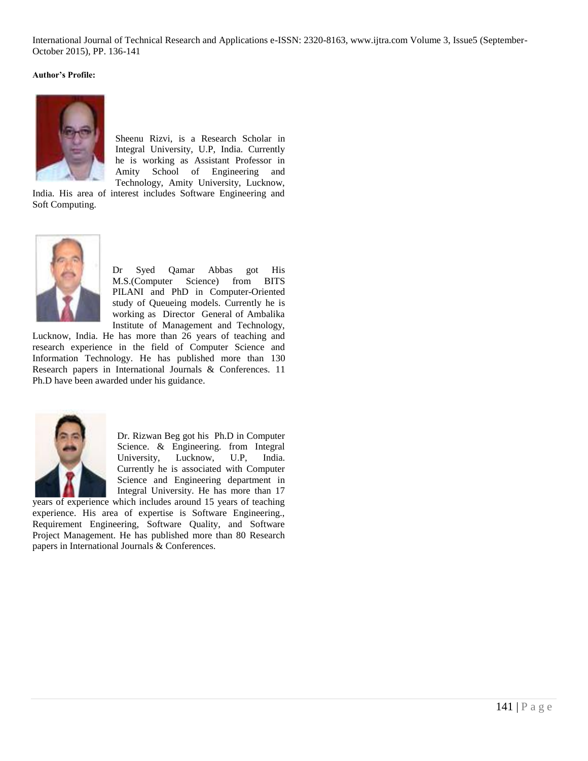**Author's Profile:**

Sheenu Rizvi, is a Research Scholar in Integral University, U.P, India. Currently he is working as Assistant Professor in Amity School of Engineering and Technology, Amity University, Lucknow, India. His area of interest includes Software Engineering and Soft Computing.

Dr Syed Qamar Abbas got His M.S.(Computer Science) from BITS PILANI and PhD in Computer-Oriented study of Queueing models. Currently he is working as Director General of Ambalika Institute of Management and Technology, Lucknow, India. He has more than 26 years of teaching and research experience in the field of Computer Science and Information Technology. He has published more than 130 Research papers in International Journals & Conferences. 11 Ph.D have been awarded under his guidance.

Dr. Rizwan Beg got his Ph.D in Computer Science. & Engineering. from Integral University, Lucknow, U.P, India. Currently he is associated with Computer Science and Engineering department in Integral University. He has more than 17 years of experience which includes around 15 years of teaching experience. His area of expertise is Software Engineering., Requirement Engineering, Software Quality, and Software Project Management. He has published more than 80 Research papers in International Journals & Conferences.